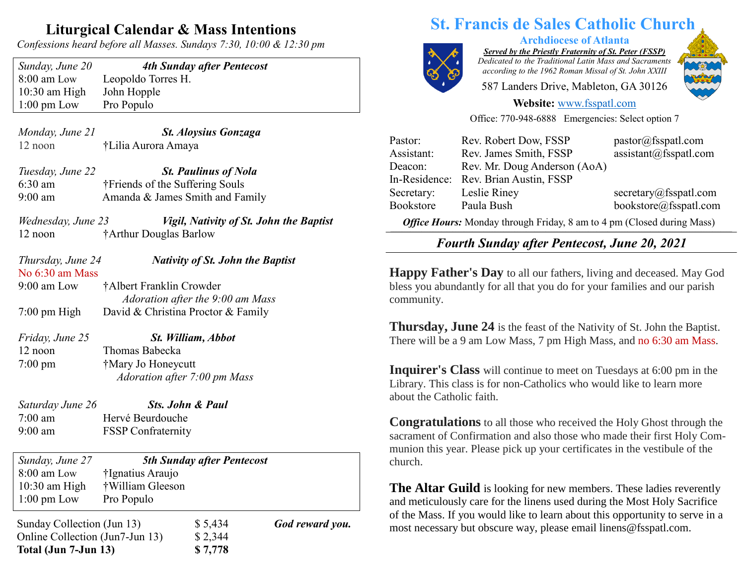# St. Francis de Sales Catholic Church

**Archdiocese of Atlanta**

***Served by the Priestly Fraternity of St. Peter (FSSP)***

*Dedicated to the Traditional Latin Mass and Sacraments according to the 1962 Roman Missal of St. John XXIII*

587 Landers Drive, Mableton, GA 30126

**Website:** www.fsspatl.com

Office: 770-948-6888 Emergencies: Select option 7

| | | |
|---|---|---|
| Pastor: | Rev. Robert Dow, FSSP | pastor@fsspatl.com |
| Assistant: | Rev. James Smith, FSSP | assistant@fsspatl.com |
| Deacon: | Rev. Mr. Doug Anderson (AoA) | |
| In-Residence: | Rev. Brian Austin, FSSP | |
| Secretary: | Leslie Riney | secretary@fsspatl.com |
| Bookstore | Paula Bush | bookstore@fsspatl.com |

***Office Hours:*** Monday through Friday, 8 am to 4 pm (Closed during Mass)

## *Fourth Sunday after Pentecost, June 20, 2021*

**Happy Father's Day** to all our fathers, living and deceased. May God bless you abundantly for all that you do for your families and our parish community.

**Thursday, June 24** is the feast of the Nativity of St. John the Baptist. There will be a 9 am Low Mass, 7 pm High Mass, and no 6:30 am Mass.

**Inquirer's Class** will continue to meet on Tuesdays at 6:00 pm in the Library. This class is for non-Catholics who would like to learn more about the Catholic faith.

**Congratulations** to all those who received the Holy Ghost through the sacrament of Confirmation and also those who made their first Holy Communion this year. Please pick up your certificates in the vestibule of the church.

**The Altar Guild** is looking for new members. These ladies reverently and meticulously care for the linens used during the Most Holy Sacrifice of the Mass. If you would like to learn about this opportunity to serve in a most necessary but obscure way, please email linens@fsspatl.com.

# Liturgical Calendar & Mass Intentions

*Confessions heard before all Masses. Sundays 7:30, 10:00 & 12:30 pm*

*Sunday, June 20* — ***4th Sunday after Pentecost***
- 8:00 am Low — Leopoldo Torres H.
- 10:30 am High — John Hopple
- 1:00 pm Low — Pro Populo

*Monday, June 21* — ***St. Aloysius Gonzaga***
- 12 noon — †Lilia Aurora Amaya

*Tuesday, June 22* — ***St. Paulinus of Nola***
- 6:30 am — †Friends of the Suffering Souls
- 9:00 am — Amanda & James Smith and Family

*Wednesday, June 23* — ***Vigil, Nativity of St. John the Baptist***
- 12 noon — †Arthur Douglas Barlow

*Thursday, June 24* — ***Nativity of St. John the Baptist***

No 6:30 am Mass
- 9:00 am Low — †Albert Franklin Crowder
  - *Adoration after the 9:00 am Mass*
- 7:00 pm High — David & Christina Proctor & Family

*Friday, June 25* — ***St. William, Abbot***
- 12 noon — Thomas Babecka
- 7:00 pm — †Mary Jo Honeycutt
  - *Adoration after 7:00 pm Mass*

*Saturday June 26* — ***Sts. John & Paul***
- 7:00 am — Hervé Beurdouche
- 9:00 am — FSSP Confraternity

*Sunday, June 27* — ***5th Sunday after Pentecost***
- 8:00 am Low — †Ignatius Araujo
- 10:30 am High — †William Gleeson
- 1:00 pm Low — Pro Populo

| | | |
|---|---|---|
| Sunday Collection (Jun 13) | $ 5,434 | ***God reward you.*** |
| Online Collection (Jun7-Jun 13) | $ 2,344 | |
| **Total (Jun 7-Jun 13)** | **$ 7,778** | |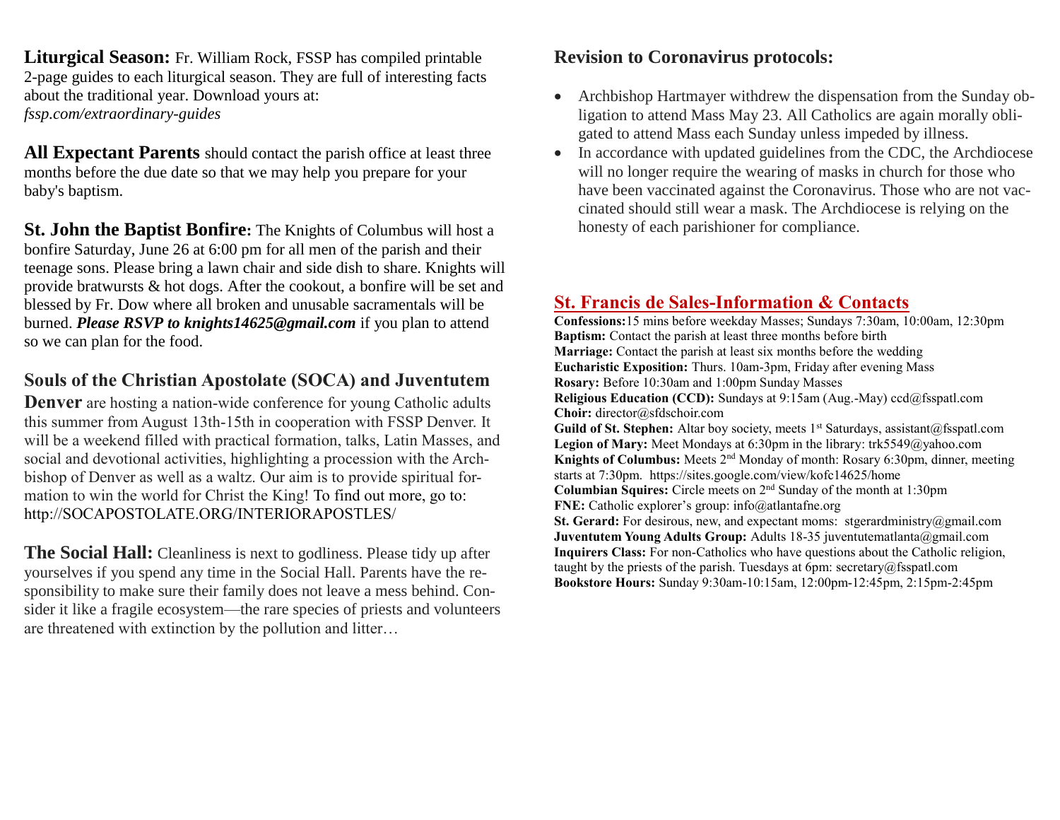**Liturgical Season:** Fr. William Rock, FSSP has compiled printable 2-page guides to each liturgical season. They are full of interesting facts about the traditional year. Download yours at: *fssp.com/extraordinary-guides*

**All Expectant Parents** should contact the parish office at least three months before the due date so that we may help you prepare for your baby's baptism.

**St. John the Baptist Bonfire:** The Knights of Columbus will host a bonfire Saturday, June 26 at 6:00 pm for all men of the parish and their teenage sons. Please bring a lawn chair and side dish to share. Knights will provide bratwursts & hot dogs. After the cookout, a bonfire will be set and blessed by Fr. Dow where all broken and unusable sacramentals will be burned. ***Please RSVP to knights14625@gmail.com*** if you plan to attend so we can plan for the food.

**Souls of the Christian Apostolate (SOCA) and Juventutem Denver** are hosting a nation-wide conference for young Catholic adults this summer from August 13th-15th in cooperation with FSSP Denver. It will be a weekend filled with practical formation, talks, Latin Masses, and social and devotional activities, highlighting a procession with the Archbishop of Denver as well as a waltz. Our aim is to provide spiritual formation to win the world for Christ the King! To find out more, go to: http://SOCAPOSTOLATE.ORG/INTERIORAPOSTLES/

**The Social Hall:** Cleanliness is next to godliness. Please tidy up after yourselves if you spend any time in the Social Hall. Parents have the responsibility to make sure their family does not leave a mess behind. Consider it like a fragile ecosystem—the rare species of priests and volunteers are threatened with extinction by the pollution and litter…

## Revision to Coronavirus protocols:

- Archbishop Hartmayer withdrew the dispensation from the Sunday obligation to attend Mass May 23. All Catholics are again morally obligated to attend Mass each Sunday unless impeded by illness.
- In accordance with updated guidelines from the CDC, the Archdiocese will no longer require the wearing of masks in church for those who have been vaccinated against the Coronavirus. Those who are not vaccinated should still wear a mask. The Archdiocese is relying on the honesty of each parishioner for compliance.

## St. Francis de Sales-Information & Contacts

**Confessions:** 15 mins before weekday Masses; Sundays 7:30am, 10:00am, 12:30pm
**Baptism:** Contact the parish at least three months before birth
**Marriage:** Contact the parish at least six months before the wedding
**Eucharistic Exposition:** Thurs. 10am-3pm, Friday after evening Mass
**Rosary:** Before 10:30am and 1:00pm Sunday Masses
**Religious Education (CCD):** Sundays at 9:15am (Aug.-May) ccd@fsspatl.com
**Choir:** director@sfdschoir.com
**Guild of St. Stephen:** Altar boy society, meets 1st Saturdays, assistant@fsspatl.com
**Legion of Mary:** Meet Mondays at 6:30pm in the library: trk5549@yahoo.com
**Knights of Columbus:** Meets 2nd Monday of month: Rosary 6:30pm, dinner, meeting starts at 7:30pm. https://sites.google.com/view/kofc14625/home
**Columbian Squires:** Circle meets on 2nd Sunday of the month at 1:30pm
**FNE:** Catholic explorer's group: info@atlantafne.org
**St. Gerard:** For desirous, new, and expectant moms: stgerardministry@gmail.com
**Juventutem Young Adults Group:** Adults 18-35 juventutematlanta@gmail.com
**Inquirers Class:** For non-Catholics who have questions about the Catholic religion, taught by the priests of the parish. Tuesdays at 6pm: secretary@fsspatl.com
**Bookstore Hours:** Sunday 9:30am-10:15am, 12:00pm-12:45pm, 2:15pm-2:45pm